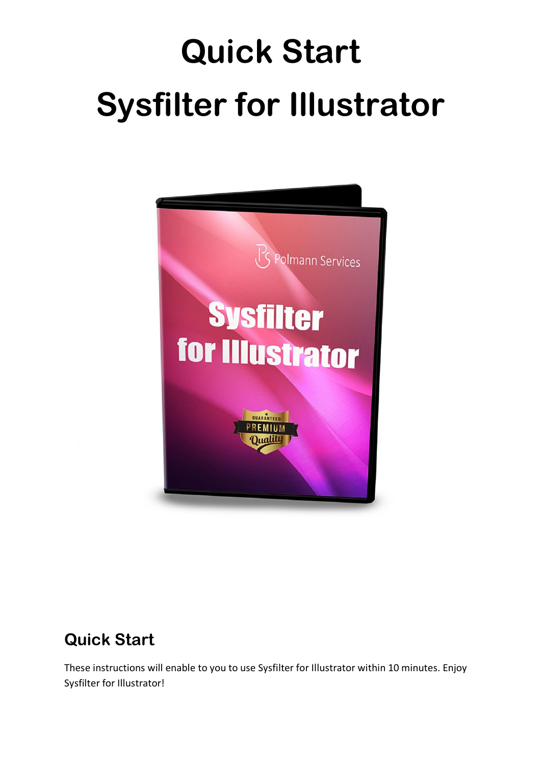# Quick Start

# Sysfilter for Illustrator

## Quick Start

These instructions will enable to you to use Sysfilter for Illustrator within 10 minutes. Enjoy Sysfilter for Illustrator!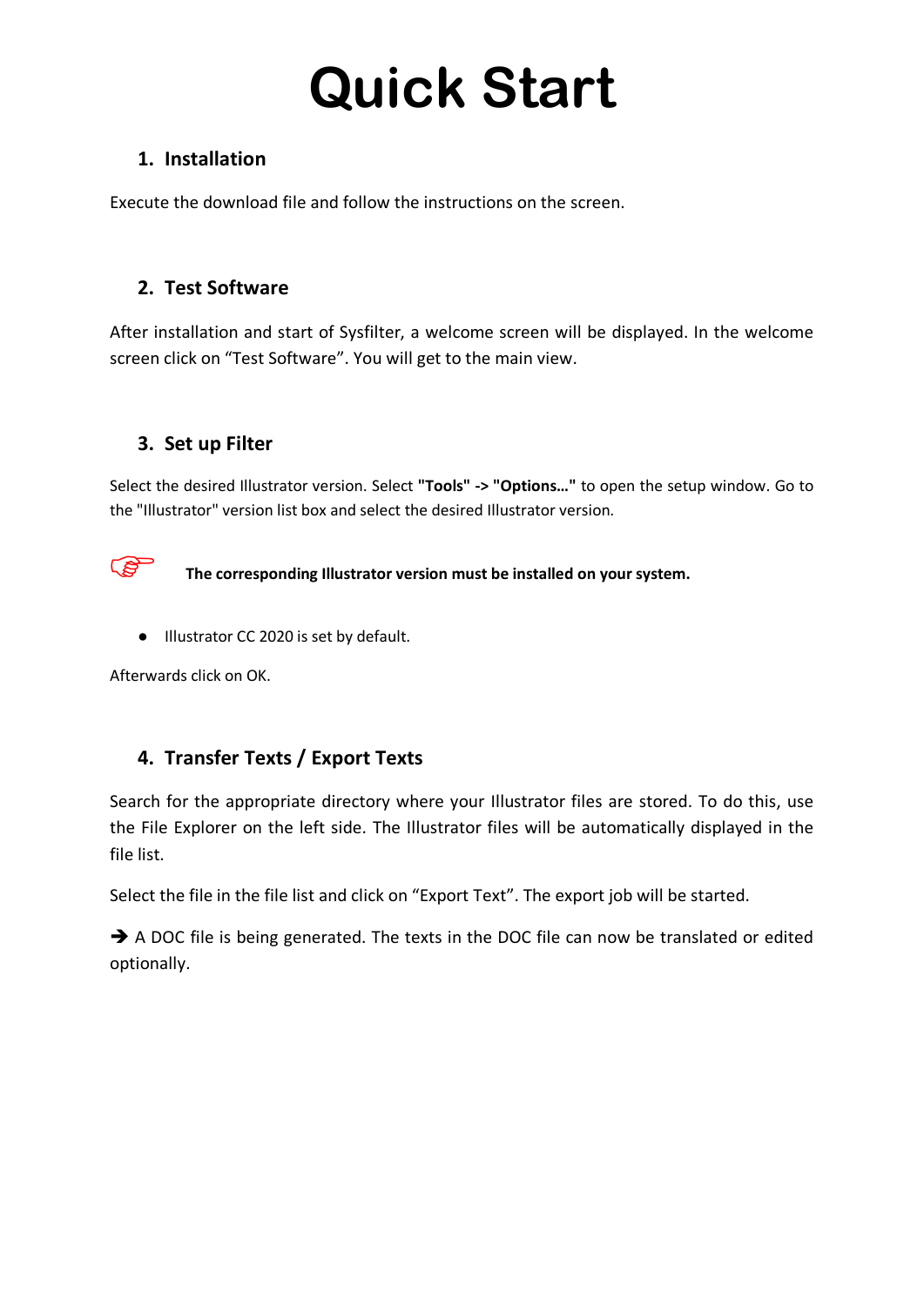# Quick Start

## 1. Installation

Execute the download file and follow the instructions on the screen.

## 2. Test Software

After installation and start of Sysfilter, a welcome screen will be displayed. In the welcome screen click on "Test Software". You will get to the main view.

## 3. Set up Filter

Select the desired Illustrator version. Select **"Tools" -> "Options…"** to open the setup window. Go to the "Illustrator" version list box and select the desired Illustrator version.

☞ **The corresponding Illustrator version must be installed on your system.**

- Illustrator CC 2020 is set by default.

Afterwards click on OK.

## 4. Transfer Texts / Export Texts

Search for the appropriate directory where your Illustrator files are stored. To do this, use the File Explorer on the left side. The Illustrator files will be automatically displayed in the file list.

Select the file in the file list and click on "Export Text". The export job will be started.

➔ A DOC file is being generated. The texts in the DOC file can now be translated or edited optionally.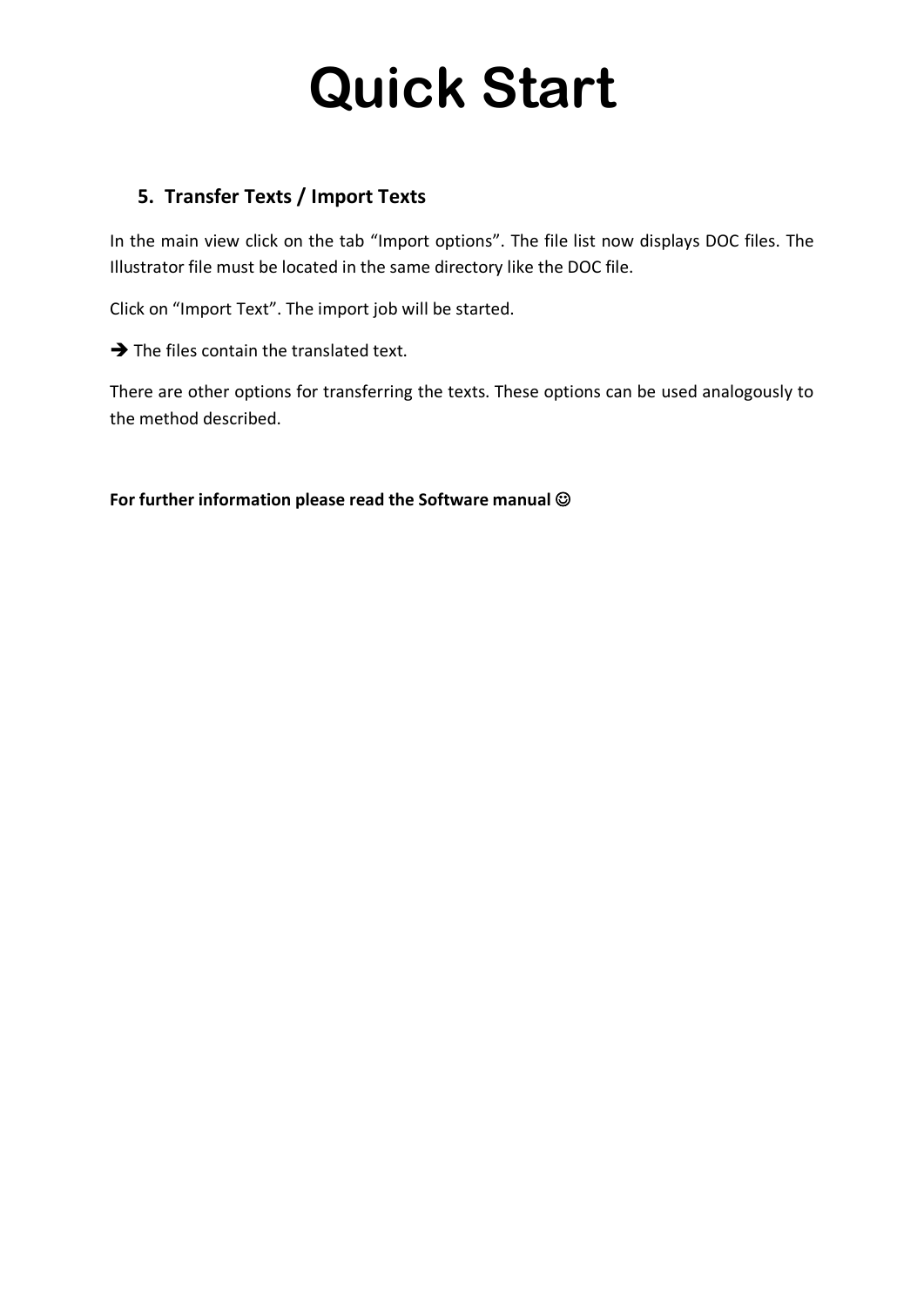# Quick Start

## 5. Transfer Texts / Import Texts

In the main view click on the tab “Import options”. The file list now displays DOC files. The Illustrator file must be located in the same directory like the DOC file.

Click on “Import Text”. The import job will be started.

➔ The files contain the translated text.

There are other options for transferring the texts. These options can be used analogously to the method described.

**For further information please read the Software manual ☺**